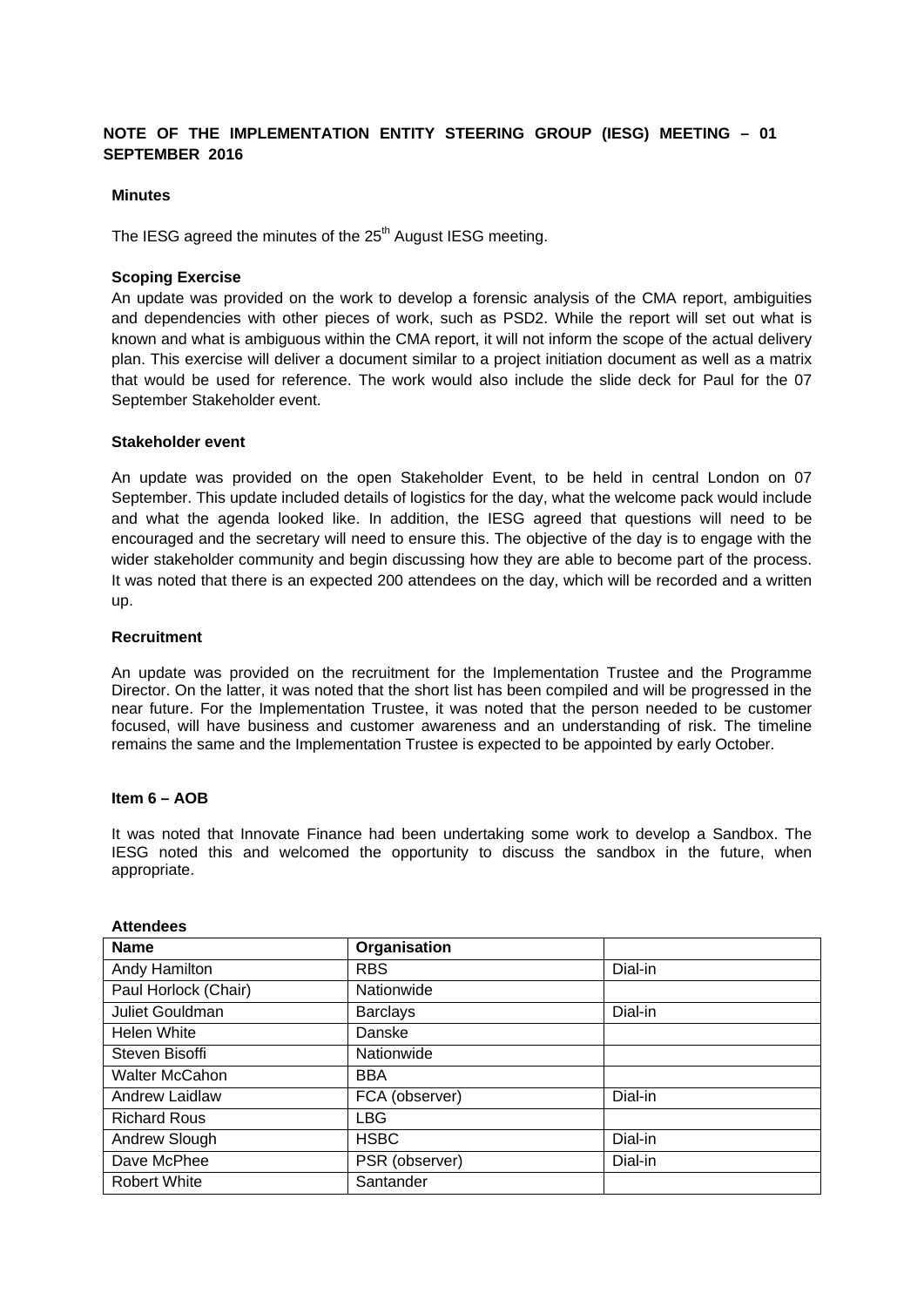# NOTE OF THE IMPLEMENTATION ENTITY STEERING GROUP (IESG) MEETING – 01 SEPTEMBER 2016

### Minutes

The IESG agreed the minutes of the 25th August IESG meeting.

### Scoping Exercise

An update was provided on the work to develop a forensic analysis of the CMA report, ambiguities and dependencies with other pieces of work, such as PSD2. While the report will set out what is known and what is ambiguous within the CMA report, it will not inform the scope of the actual delivery plan. This exercise will deliver a document similar to a project initiation document as well as a matrix that would be used for reference. The work would also include the slide deck for Paul for the 07 September Stakeholder event.

### Stakeholder event

An update was provided on the open Stakeholder Event, to be held in central London on 07 September. This update included details of logistics for the day, what the welcome pack would include and what the agenda looked like. In addition, the IESG agreed that questions will need to be encouraged and the secretary will need to ensure this. The objective of the day is to engage with the wider stakeholder community and begin discussing how they are able to become part of the process. It was noted that there is an expected 200 attendees on the day, which will be recorded and a written up.

### Recruitment

An update was provided on the recruitment for the Implementation Trustee and the Programme Director. On the latter, it was noted that the short list has been compiled and will be progressed in the near future. For the Implementation Trustee, it was noted that the person needed to be customer focused, will have business and customer awareness and an understanding of risk. The timeline remains the same and the Implementation Trustee is expected to be appointed by early October.

### Item 6 – AOB

It was noted that Innovate Finance had been undertaking some work to develop a Sandbox. The IESG noted this and welcomed the opportunity to discuss the sandbox in the future, when appropriate.

**Attendees**

| Name | Organisation | |
|---|---|---|
| Andy Hamilton | RBS | Dial-in |
| Paul Horlock (Chair) | Nationwide | |
| Juliet Gouldman | Barclays | Dial-in |
| Helen White | Danske | |
| Steven Bisoffi | Nationwide | |
| Walter McCahon | BBA | |
| Andrew Laidlaw | FCA (observer) | Dial-in |
| Richard Rous | LBG | |
| Andrew Slough | HSBC | Dial-in |
| Dave McPhee | PSR (observer) | Dial-in |
| Robert White | Santander | |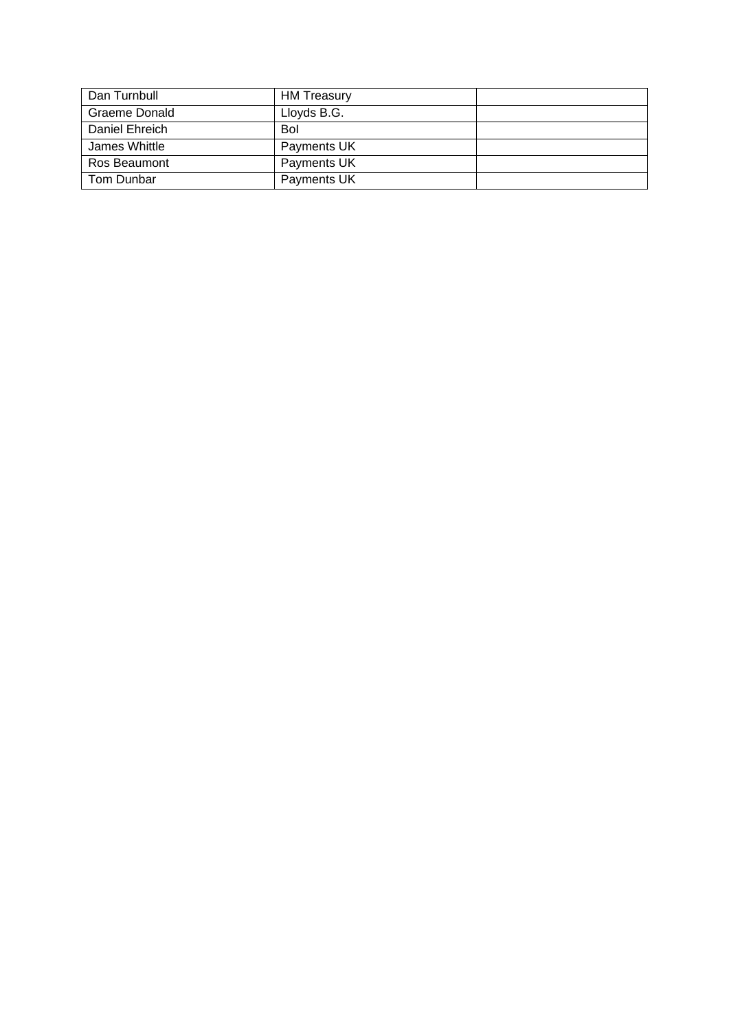| | | |
|---|---|---|
| Dan Turnbull | HM Treasury | |
| Graeme Donald | Lloyds B.G. | |
| Daniel Ehreich | BoI | |
| James Whittle | Payments UK | |
| Ros Beaumont | Payments UK | |
| Tom Dunbar | Payments UK | |